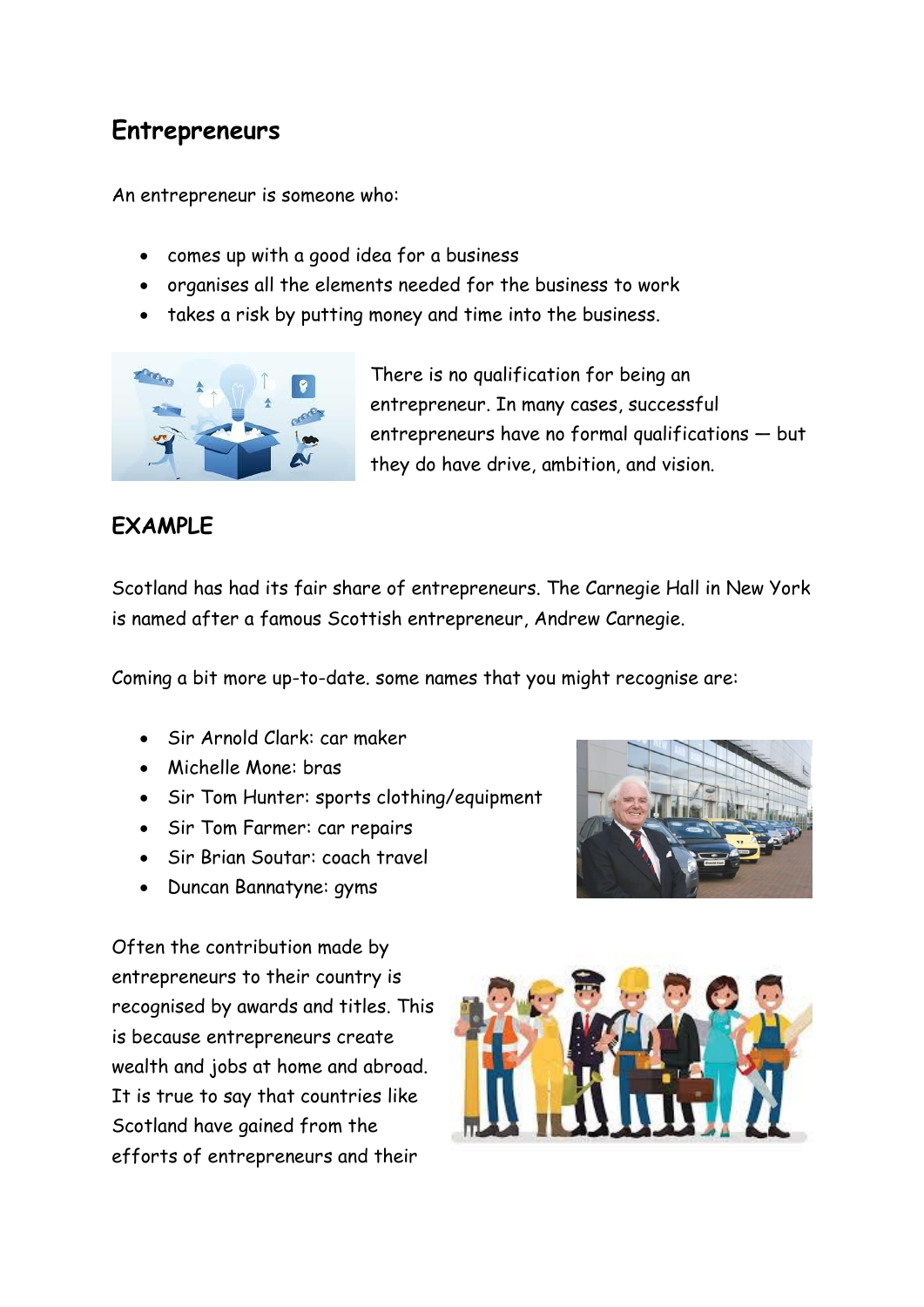# Entrepreneurs

An entrepreneur is someone who:

- comes up with a good idea for a business
- organises all the elements needed for the business to work
- takes a risk by putting money and time into the business.

There is no qualification for being an entrepreneur. In many cases, successful entrepreneurs have no formal qualifications — but they do have drive, ambition, and vision.

## EXAMPLE

Scotland has had its fair share of entrepreneurs. The Carnegie Hall in New York is named after a famous Scottish entrepreneur, Andrew Carnegie.

Coming a bit more up-to-date. some names that you might recognise are:

- Sir Arnold Clark: car maker
- Michelle Mone: bras
- Sir Tom Hunter: sports clothing/equipment
- Sir Tom Farmer: car repairs
- Sir Brian Soutar: coach travel
- Duncan Bannatyne: gyms

Often the contribution made by entrepreneurs to their country is recognised by awards and titles. This is because entrepreneurs create wealth and jobs at home and abroad. It is true to say that countries like Scotland have gained from the efforts of entrepreneurs and their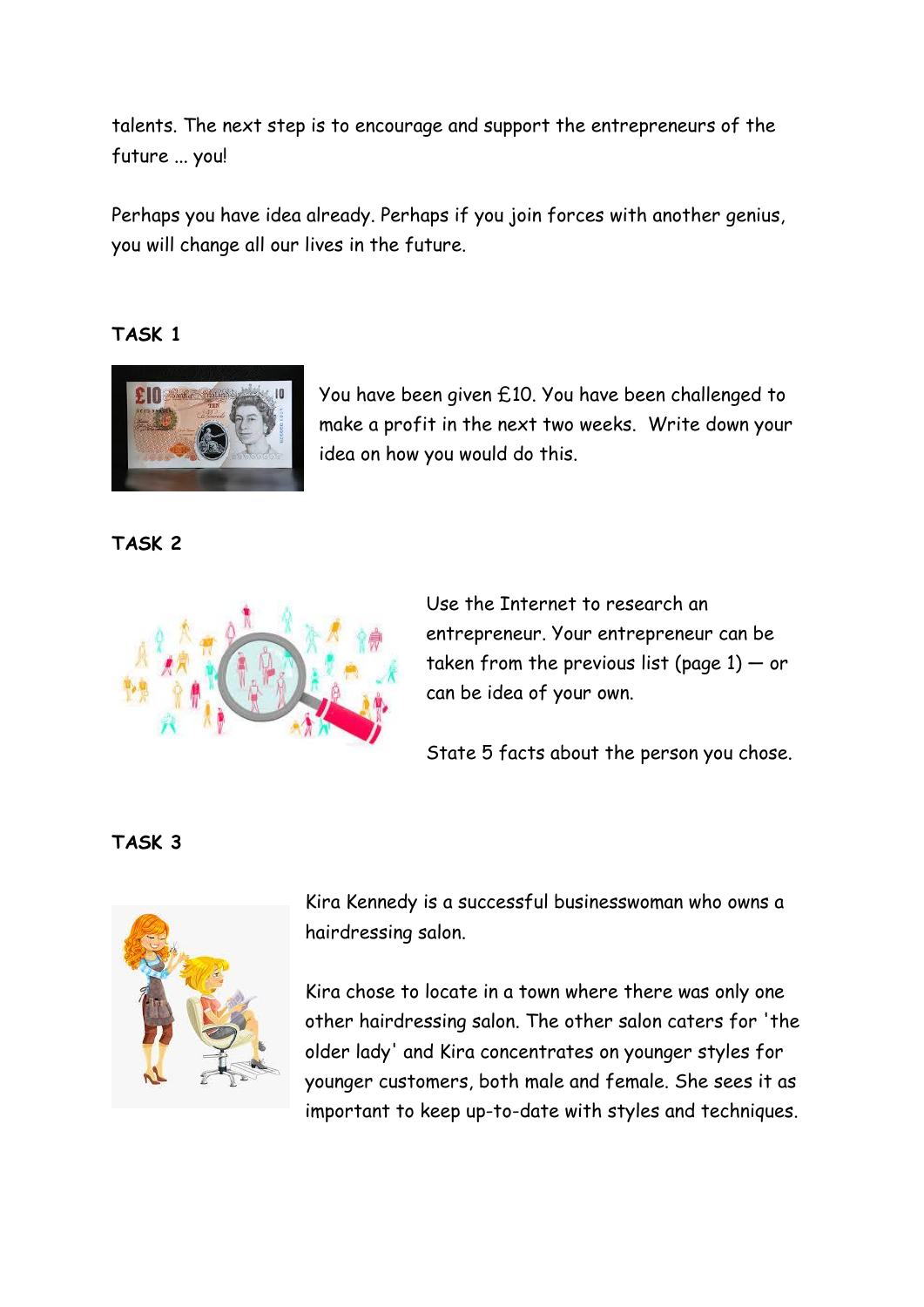talents. The next step is to encourage and support the entrepreneurs of the future ... you!

Perhaps you have idea already. Perhaps if you join forces with another genius, you will change all our lives in the future.

**TASK 1**

You have been given £10. You have been challenged to make a profit in the next two weeks. Write down your idea on how you would do this.

**TASK 2**

Use the Internet to research an entrepreneur. Your entrepreneur can be taken from the previous list (page 1) — or can be idea of your own.

State 5 facts about the person you chose.

**TASK 3**

Kira Kennedy is a successful businesswoman who owns a hairdressing salon.

Kira chose to locate in a town where there was only one other hairdressing salon. The other salon caters for 'the older lady' and Kira concentrates on younger styles for younger customers, both male and female. She sees it as important to keep up-to-date with styles and techniques.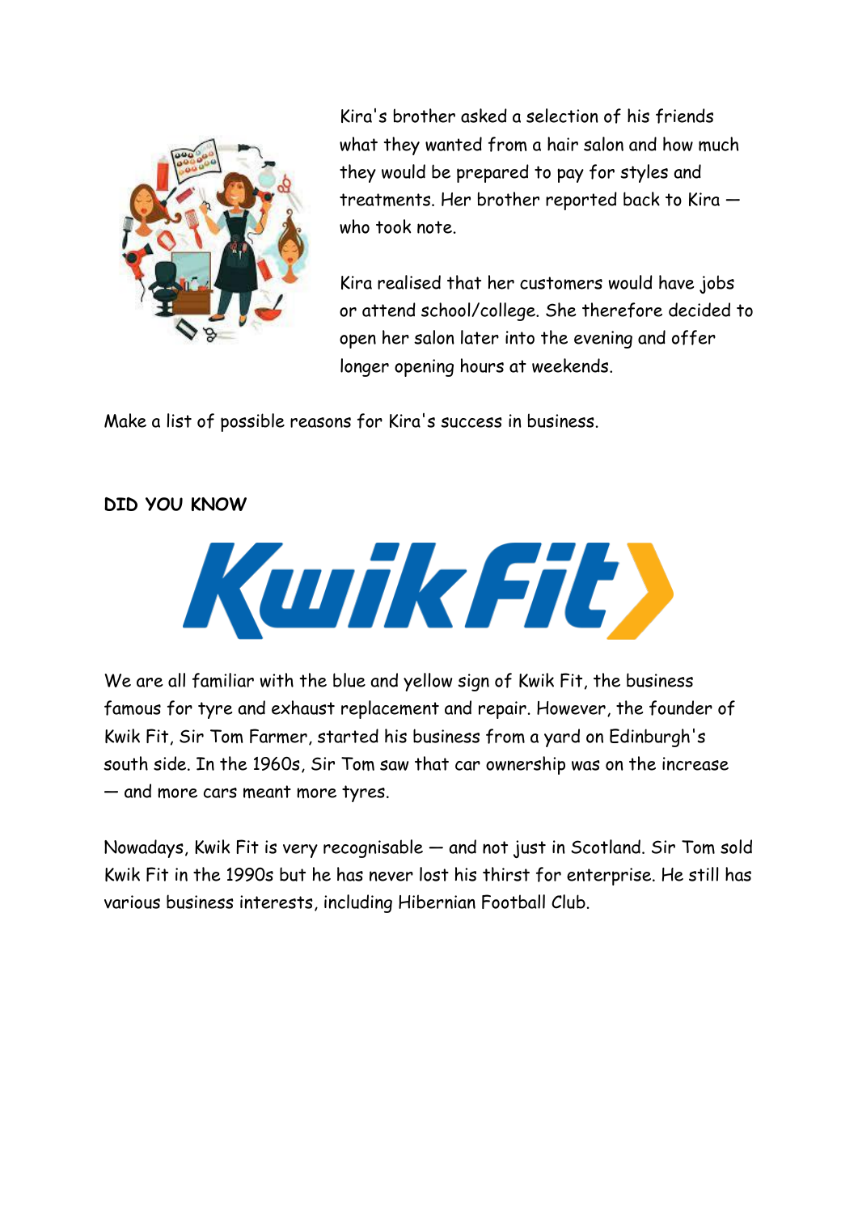Kira's brother asked a selection of his friends what they wanted from a hair salon and how much they would be prepared to pay for styles and treatments. Her brother reported back to Kira — who took note.

Kira realised that her customers would have jobs or attend school/college. She therefore decided to open her salon later into the evening and offer longer opening hours at weekends.

Make a list of possible reasons for Kira's success in business.

**DID YOU KNOW**

We are all familiar with the blue and yellow sign of Kwik Fit, the business famous for tyre and exhaust replacement and repair. However, the founder of Kwik Fit, Sir Tom Farmer, started his business from a yard on Edinburgh's south side. In the 1960s, Sir Tom saw that car ownership was on the increase — and more cars meant more tyres.

Nowadays, Kwik Fit is very recognisable — and not just in Scotland. Sir Tom sold Kwik Fit in the 1990s but he has never lost his thirst for enterprise. He still has various business interests, including Hibernian Football Club.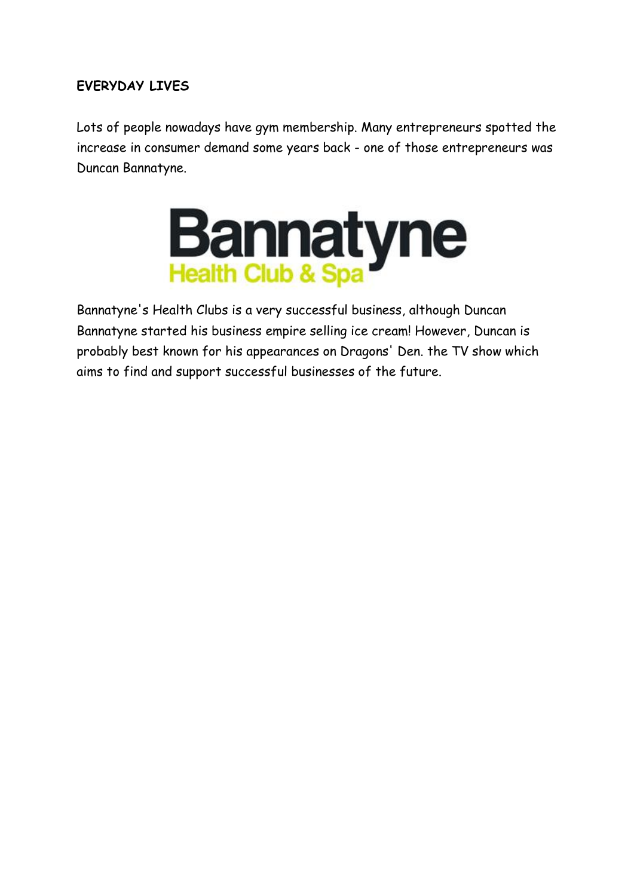**EVERYDAY LIVES**

Lots of people nowadays have gym membership. Many entrepreneurs spotted the increase in consumer demand some years back - one of those entrepreneurs was Duncan Bannatyne.

Bannatyne
Health Club & Spa

Bannatyne's Health Clubs is a very successful business, although Duncan Bannatyne started his business empire selling ice cream! However, Duncan is probably best known for his appearances on Dragons' Den. the TV show which aims to find and support successful businesses of the future.